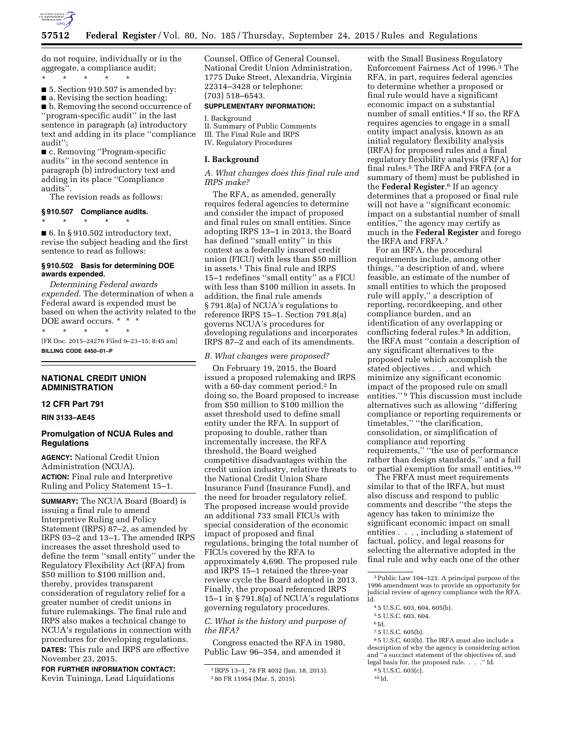do not require, individually or in the aggregate, a compliance audit;

\* \* \* \* \*

■ 5. Section 910.507 is amended by:

■ a. Revising the section heading;

■ b. Removing the second occurrence of ''program-specific audit'' in the last sentence in paragraph (a) introductory text and adding in its place ''compliance audit'';

■ c. Removing ''Program-specific audits'' in the second sentence in paragraph (b) introductory text and adding in its place ''Compliance audits''.

The revision reads as follows:

**§ 910.507 Compliance audits.**

\* \* \* \* \*

■ 6. In § 910.502 introductory text, revise the subject heading and the first sentence to read as follows:

**§ 910.502 Basis for determining DOE awards expended.**

*Determining Federal awards expended.* The determination of when a Federal award is expended must be based on when the activity related to the DOE award occurs. \* \* \*

\* \* \* \* \*

[FR Doc. 2015–24276 Filed 9–23–15; 8:45 am]

**BILLING CODE 6450–01–P**

---

## NATIONAL CREDIT UNION ADMINISTRATION

### 12 CFR Part 791

**RIN 3133–AE45**

### Promulgation of NCUA Rules and Regulations

**AGENCY:** National Credit Union Administration (NCUA).

**ACTION:** Final rule and Interpretive Ruling and Policy Statement 15–1.

**SUMMARY:** The NCUA Board (Board) is issuing a final rule to amend Interpretive Ruling and Policy Statement (IRPS) 87–2, as amended by IRPS 03–2 and 13–1. The amended IRPS increases the asset threshold used to define the term ''small entity'' under the Regulatory Flexibility Act (RFA) from $50 million to $100 million and, thereby, provides transparent consideration of regulatory relief for a greater number of credit unions in future rulemakings. The final rule and IRPS also makes a technical change to NCUA's regulations in connection with procedures for developing regulations.

**DATES:** This rule and IRPS are effective November 23, 2015.

**FOR FURTHER INFORMATION CONTACT:** Kevin Tuininga, Lead Liquidations Counsel, Office of General Counsel, National Credit Union Administration, 1775 Duke Street, Alexandria, Virginia 22314–3428 or telephone: (703) 518–6543.

**SUPPLEMENTARY INFORMATION:**

I. Background
II. Summary of Public Comments
III. The Final Rule and IRPS
IV. Regulatory Procedures

#### I. Background

*A. What changes does this final rule and IRPS make?*

The RFA, as amended, generally requires federal agencies to determine and consider the impact of proposed and final rules on small entities. Since adopting IRPS 13–1 in 2013, the Board has defined ''small entity'' in this context as a federally insured credit union (FICU) with less than $50 million in assets.[1] This final rule and IRPS 15–1 redefines ''small entity'' as a FICU with less than $100 million in assets. In addition, the final rule amends § 791.8(a) of NCUA's regulations to reference IRPS 15–1. Section 791.8(a) governs NCUA's procedures for developing regulations and incorporates IRPS 87–2 and each of its amendments.

*B. What changes were proposed?*

On February 19, 2015, the Board issued a proposed rulemaking and IRPS with a 60-day comment period.[2] In doing so, the Board proposed to increase from $50 million to $100 million the asset threshold used to define small entity under the RFA. In support of proposing to double, rather than incrementally increase, the RFA threshold, the Board weighed competitive disadvantages within the credit union industry, relative threats to the National Credit Union Share Insurance Fund (Insurance Fund), and the need for broader regulatory relief. The proposed increase would provide an additional 733 small FICUs with special consideration of the economic impact of proposed and final regulations, bringing the total number of FICUs covered by the RFA to approximately 4,690. The proposed rule and IRPS 15–1 retained the three-year review cycle the Board adopted in 2013. Finally, the proposal referenced IRPS 15–1 in § 791.8(a) of NCUA's regulations governing regulatory procedures.

*C. What is the history and purpose of the RFA?*

Congress enacted the RFA in 1980, Public Law 96–354, and amended it with the Small Business Regulatory Enforcement Fairness Act of 1996.[3] The RFA, in part, requires federal agencies to determine whether a proposed or final rule would have a significant economic impact on a substantial number of small entities.[4] If so, the RFA requires agencies to engage in a small entity impact analysis, known as an initial regulatory flexibility analysis (IRFA) for proposed rules and a final regulatory flexibility analysis (FRFA) for final rules.[5] The IRFA and FRFA (or a summary of them) must be published in the **Federal Register**.[6] If an agency determines that a proposed or final rule will not have a ''significant economic impact on a substantial number of small entities,'' the agency may certify as much in the **Federal Register** and forego the IRFA and FRFA.[7]

For an IRFA, the procedural requirements include, among other things, ''a description of and, where feasible, an estimate of the number of small entities to which the proposed rule will apply,'' a description of reporting, recordkeeping, and other compliance burden, and an identification of any overlapping or conflicting federal rules.[8] In addition, the IRFA must ''contain a description of any significant alternatives to the proposed rule which accomplish the stated objectives . . . and which minimize any significant economic impact of the proposed rule on small entities.''[9] This discussion must include alternatives such as allowing ''differing compliance or reporting requirements or timetables,'' ''the clarification, consolidation, or simplification of compliance and reporting requirements,'' ''the use of performance rather than design standards,'' and a full or partial exemption for small entities.[10]

The FRFA must meet requirements similar to that of the IRFA, but must also discuss and respond to public comments and describe ''the steps the agency has taken to minimize the significant economic impact on small entities . . . , including a statement of factual, policy, and legal reasons for selecting the alternative adopted in the final rule and why each one of the other

---

[1] IRPS 13–1, 78 FR 4032 (Jan. 18, 2013).

[2] 80 FR 11954 (Mar. 5, 2015).

[3] Public Law 104–121. A principal purpose of the 1996 amendment was to provide an opportunity for judicial review of agency compliance with the RFA. Id.

[4] 5 U.S.C. 603, 604, 605(b).

[5] 5 U.S.C. 603, 604.

[6] Id.

[7] 5 U.S.C. 605(b).

[8] 5 U.S.C. 603(b). The IRFA must also include a description of why the agency is considering action and ''a succinct statement of the objectives of, and legal basis for, the proposed rule. . . .'' Id.

[9] 5 U.S.C. 603(c).

[10] Id.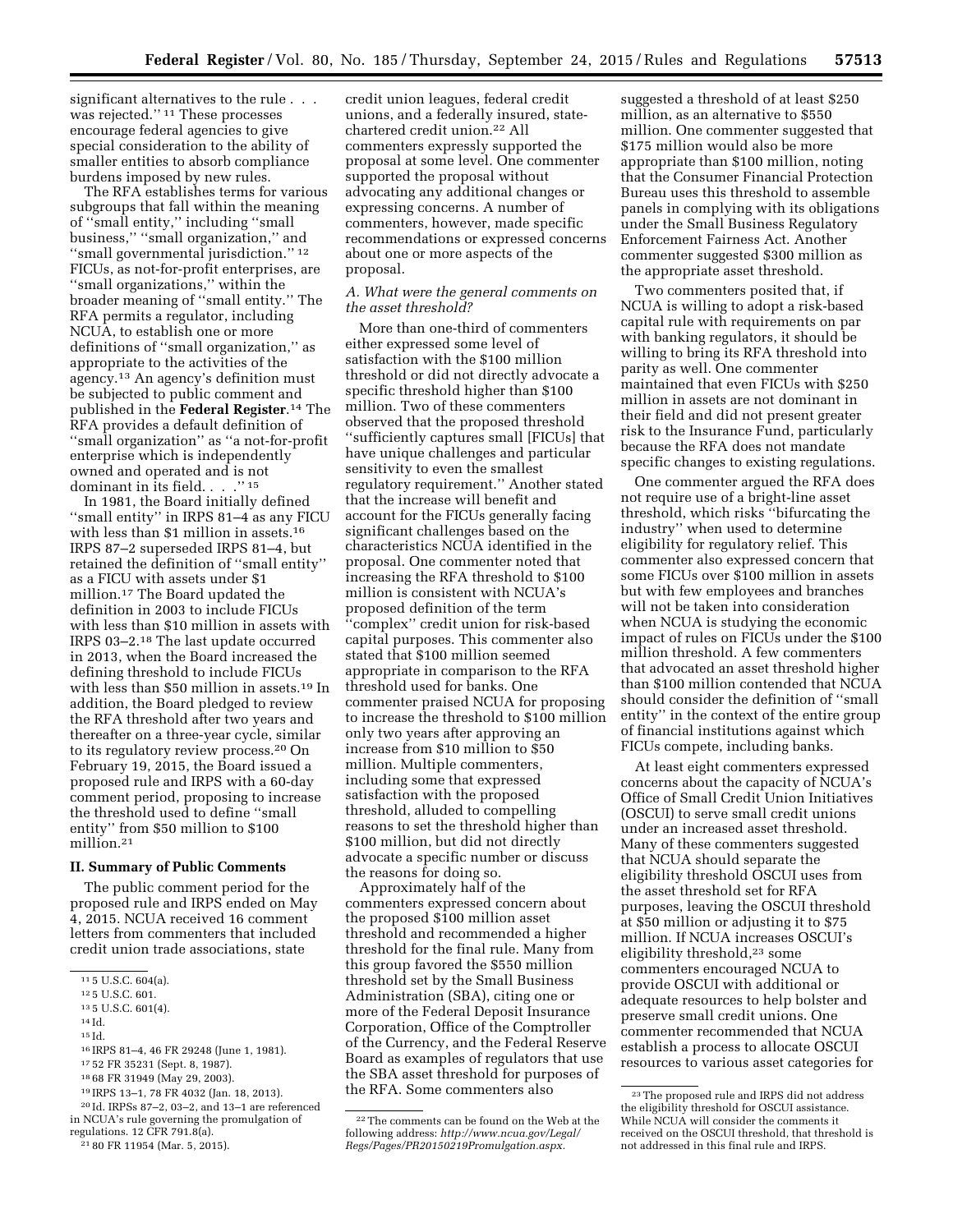significant alternatives to the rule . . . was rejected.''[11] These processes encourage federal agencies to give special consideration to the ability of smaller entities to absorb compliance burdens imposed by new rules.

The RFA establishes terms for various subgroups that fall within the meaning of ''small entity,'' including ''small business,'' ''small organization,'' and ''small governmental jurisdiction.''[12] FICUs, as not-for-profit enterprises, are ''small organizations,'' within the broader meaning of ''small entity.'' The RFA permits a regulator, including NCUA, to establish one or more definitions of ''small organization,'' as appropriate to the activities of the agency.[13] An agency's definition must be subjected to public comment and published in the **Federal Register**.[14] The RFA provides a default definition of ''small organization'' as ''a not-for-profit enterprise which is independently owned and operated and is not dominant in its field. . . .''[15]

In 1981, the Board initially defined ''small entity'' in IRPS 81–4 as any FICU with less than $1 million in assets.[16] IRPS 87–2 superseded IRPS 81–4, but retained the definition of ''small entity'' as a FICU with assets under $1 million.[17] The Board updated the definition in 2003 to include FICUs with less than $10 million in assets with IRPS 03–2.[18] The last update occurred in 2013, when the Board increased the defining threshold to include FICUs with less than $50 million in assets.[19] In addition, the Board pledged to review the RFA threshold after two years and thereafter on a three-year cycle, similar to its regulatory review process.[20] On February 19, 2015, the Board issued a proposed rule and IRPS with a 60-day comment period, proposing to increase the threshold used to define ''small entity'' from $50 million to $100 million.[21]

## II. Summary of Public Comments

The public comment period for the proposed rule and IRPS ended on May 4, 2015. NCUA received 16 comment letters from commenters that included credit union trade associations, state credit union leagues, federal credit unions, and a federally insured, state-chartered credit union.[22] All commenters expressly supported the proposal at some level. One commenter supported the proposal without advocating any additional changes or expressing concerns. A number of commenters, however, made specific recommendations or expressed concerns about one or more aspects of the proposal.

### A. What were the general comments on the asset threshold?

More than one-third of commenters either expressed some level of satisfaction with the $100 million threshold or did not directly advocate a specific threshold higher than $100 million. Two of these commenters observed that the proposed threshold ''sufficiently captures small [FICUs] that have unique challenges and particular sensitivity to even the smallest regulatory requirement.'' Another stated that the increase will benefit and account for the FICUs generally facing significant challenges based on the characteristics NCUA identified in the proposal. One commenter noted that increasing the RFA threshold to $100 million is consistent with NCUA's proposed definition of the term ''complex'' credit union for risk-based capital purposes. This commenter also stated that $100 million seemed appropriate in comparison to the RFA threshold used for banks. One commenter praised NCUA for proposing to increase the threshold to $100 million only two years after approving an increase from $10 million to $50 million. Multiple commenters, including some that expressed satisfaction with the proposed threshold, alluded to compelling reasons to set the threshold higher than $100 million, but did not directly advocate a specific number or discuss the reasons for doing so.

Approximately half of the commenters expressed concern about the proposed $100 million asset threshold and recommended a higher threshold for the final rule. Many from this group favored the $550 million threshold set by the Small Business Administration (SBA), citing one or more of the Federal Deposit Insurance Corporation, Office of the Comptroller of the Currency, and the Federal Reserve Board as examples of regulators that use the SBA asset threshold for purposes of the RFA. Some commenters also suggested a threshold of at least $250 million, as an alternative to $550 million. One commenter suggested that $175 million would also be more appropriate than $100 million, noting that the Consumer Financial Protection Bureau uses this threshold to assemble panels in complying with its obligations under the Small Business Regulatory Enforcement Fairness Act. Another commenter suggested $300 million as the appropriate asset threshold.

Two commenters posited that, if NCUA is willing to adopt a risk-based capital rule with requirements on par with banking regulators, it should be willing to bring its RFA threshold into parity as well. One commenter maintained that even FICUs with $250 million in assets are not dominant in their field and did not present greater risk to the Insurance Fund, particularly because the RFA does not mandate specific changes to existing regulations.

One commenter argued the RFA does not require use of a bright-line asset threshold, which risks ''bifurcating the industry'' when used to determine eligibility for regulatory relief. This commenter also expressed concern that some FICUs over $100 million in assets but with few employees and branches will not be taken into consideration when NCUA is studying the economic impact of rules on FICUs under the $100 million threshold. A few commenters that advocated an asset threshold higher than $100 million contended that NCUA should consider the definition of ''small entity'' in the context of the entire group of financial institutions against which FICUs compete, including banks.

At least eight commenters expressed concerns about the capacity of NCUA's Office of Small Credit Union Initiatives (OSCUI) to serve small credit unions under an increased asset threshold. Many of these commenters suggested that NCUA should separate the eligibility threshold OSCUI uses from the asset threshold set for RFA purposes, leaving the OSCUI threshold at $50 million or adjusting it to $75 million. If NCUA increases OSCUI's eligibility threshold,[23] some commenters encouraged NCUA to provide OSCUI with additional or adequate resources to help bolster and preserve small credit unions. One commenter recommended that NCUA establish a process to allocate OSCUI resources to various asset categories for

---

[11] 5 U.S.C. 604(a).

[12] 5 U.S.C. 601.

[13] 5 U.S.C. 601(4).

[14] Id.

[15] Id.

[16] IRPS 81–4, 46 FR 29248 (June 1, 1981).

[17] 52 FR 35231 (Sept. 8, 1987).

[18] 68 FR 31949 (May 29, 2003).

[19] IRPS 13–1, 78 FR 4032 (Jan. 18, 2013).

[20] Id. IRPSs 87–2, 03–2, and 13–1 are referenced in NCUA's rule governing the promulgation of regulations. 12 CFR 791.8(a).

[21] 80 FR 11954 (Mar. 5, 2015).

[22] The comments can be found on the Web at the following address: *http://www.ncua.gov/Legal/Regs/Pages/PR20150219Promulgation.aspx*.

[23] The proposed rule and IRPS did not address the eligibility threshold for OSCUI assistance. While NCUA will consider the comments it received on the OSCUI threshold, that threshold is not addressed in this final rule and IRPS.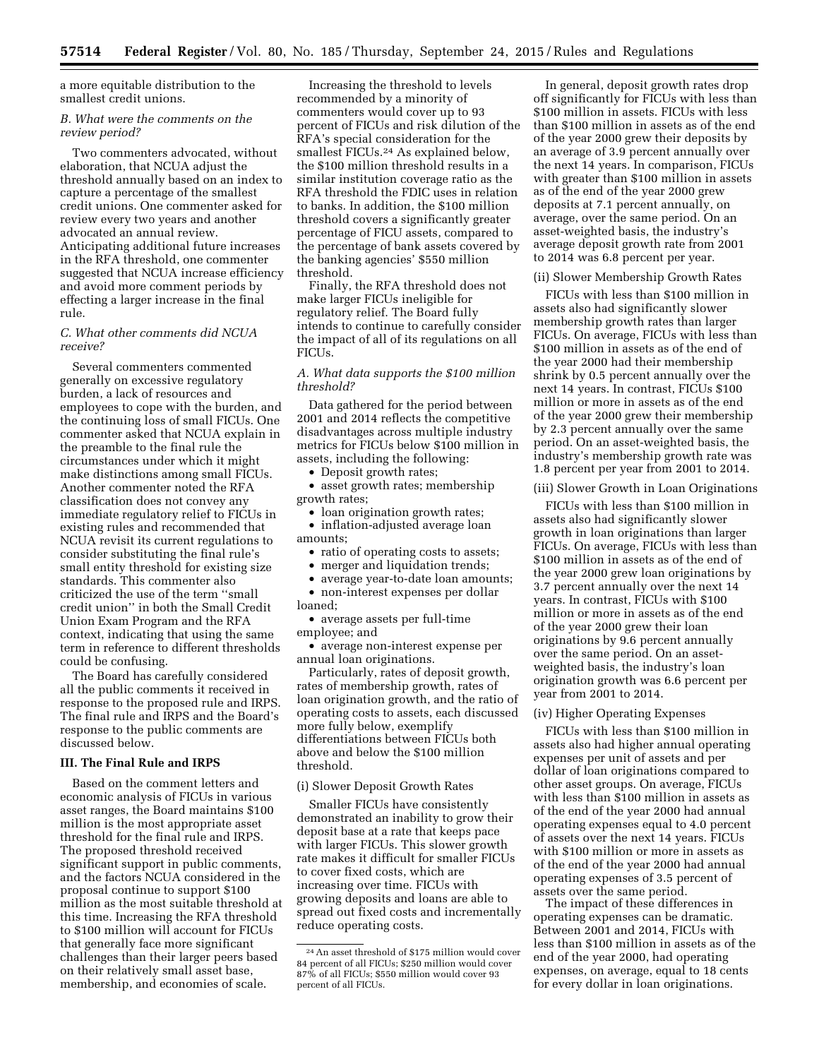a more equitable distribution to the smallest credit unions.

*B. What were the comments on the review period?*

Two commenters advocated, without elaboration, that NCUA adjust the threshold annually based on an index to capture a percentage of the smallest credit unions. One commenter asked for review every two years and another advocated an annual review. Anticipating additional future increases in the RFA threshold, one commenter suggested that NCUA increase efficiency and avoid more comment periods by effecting a larger increase in the final rule.

*C. What other comments did NCUA receive?*

Several commenters commented generally on excessive regulatory burden, a lack of resources and employees to cope with the burden, and the continuing loss of small FICUs. One commenter asked that NCUA explain in the preamble to the final rule the circumstances under which it might make distinctions among small FICUs. Another commenter noted the RFA classification does not convey any immediate regulatory relief to FICUs in existing rules and recommended that NCUA revisit its current regulations to consider substituting the final rule's small entity threshold for existing size standards. This commenter also criticized the use of the term ''small credit union'' in both the Small Credit Union Exam Program and the RFA context, indicating that using the same term in reference to different thresholds could be confusing.

The Board has carefully considered all the public comments it received in response to the proposed rule and IRPS. The final rule and IRPS and the Board's response to the public comments are discussed below.

## III. The Final Rule and IRPS

Based on the comment letters and economic analysis of FICUs in various asset ranges, the Board maintains $100 million is the most appropriate asset threshold for the final rule and IRPS. The proposed threshold received significant support in public comments, and the factors NCUA considered in the proposal continue to support $100 million as the most suitable threshold at this time. Increasing the RFA threshold to $100 million will account for FICUs that generally face more significant challenges than their larger peers based on their relatively small asset base, membership, and economies of scale.

Increasing the threshold to levels recommended by a minority of commenters would cover up to 93 percent of FICUs and risk dilution of the RFA's special consideration for the smallest FICUs.[24] As explained below, the $100 million threshold results in a similar institution coverage ratio as the RFA threshold the FDIC uses in relation to banks. In addition, the $100 million threshold covers a significantly greater percentage of FICU assets, compared to the percentage of bank assets covered by the banking agencies' $550 million threshold.

Finally, the RFA threshold does not make larger FICUs ineligible for regulatory relief. The Board fully intends to continue to carefully consider the impact of all of its regulations on all FICUs.

*A. What data supports the $100 million threshold?*

Data gathered for the period between 2001 and 2014 reflects the competitive disadvantages across multiple industry metrics for FICUs below $100 million in assets, including the following:

- Deposit growth rates;
- asset growth rates; membership growth rates;
- loan origination growth rates;
- inflation-adjusted average loan amounts;
- ratio of operating costs to assets;
- merger and liquidation trends;
- average year-to-date loan amounts;
- non-interest expenses per dollar loaned;
- average assets per full-time employee; and
- average non-interest expense per annual loan originations.

Particularly, rates of deposit growth, rates of membership growth, rates of loan origination growth, and the ratio of operating costs to assets, each discussed more fully below, exemplify differentiations between FICUs both above and below the $100 million threshold.

(i) Slower Deposit Growth Rates

Smaller FICUs have consistently demonstrated an inability to grow their deposit base at a rate that keeps pace with larger FICUs. This slower growth rate makes it difficult for smaller FICUs to cover fixed costs, which are increasing over time. FICUs with growing deposits and loans are able to spread out fixed costs and incrementally reduce operating costs.

In general, deposit growth rates drop off significantly for FICUs with less than $100 million in assets. FICUs with less than $100 million in assets as of the end of the year 2000 grew their deposits by an average of 3.9 percent annually over the next 14 years. In comparison, FICUs with greater than $100 million in assets as of the end of the year 2000 grew deposits at 7.1 percent annually, on average, over the same period. On an asset-weighted basis, the industry's average deposit growth rate from 2001 to 2014 was 6.8 percent per year.

(ii) Slower Membership Growth Rates

FICUs with less than $100 million in assets also had significantly slower membership growth rates than larger FICUs. On average, FICUs with less than $100 million in assets as of the end of the year 2000 had their membership shrink by 0.5 percent annually over the next 14 years. In contrast, FICUs $100 million or more in assets as of the end of the year 2000 grew their membership by 2.3 percent annually over the same period. On an asset-weighted basis, the industry's membership growth rate was 1.8 percent per year from 2001 to 2014.

(iii) Slower Growth in Loan Originations

FICUs with less than $100 million in assets also had significantly slower growth in loan originations than larger FICUs. On average, FICUs with less than $100 million in assets as of the end of the year 2000 grew loan originations by 3.7 percent annually over the next 14 years. In contrast, FICUs with $100 million or more in assets as of the end of the year 2000 grew their loan originations by 9.6 percent annually over the same period. On an asset-weighted basis, the industry's loan origination growth was 6.6 percent per year from 2001 to 2014.

(iv) Higher Operating Expenses

FICUs with less than $100 million in assets also had higher annual operating expenses per unit of assets and per dollar of loan originations compared to other asset groups. On average, FICUs with less than $100 million in assets as of the end of the year 2000 had annual operating expenses equal to 4.0 percent of assets over the next 14 years. FICUs with $100 million or more in assets as of the end of the year 2000 had annual operating expenses of 3.5 percent of assets over the same period.

The impact of these differences in operating expenses can be dramatic. Between 2001 and 2014, FICUs with less than $100 million in assets as of the end of the year 2000, had operating expenses, on average, equal to 18 cents for every dollar in loan originations.

---

[24] An asset threshold of $175 million would cover 84 percent of all FICUs; $250 million would cover 87% of all FICUs; $550 million would cover 93 percent of all FICUs.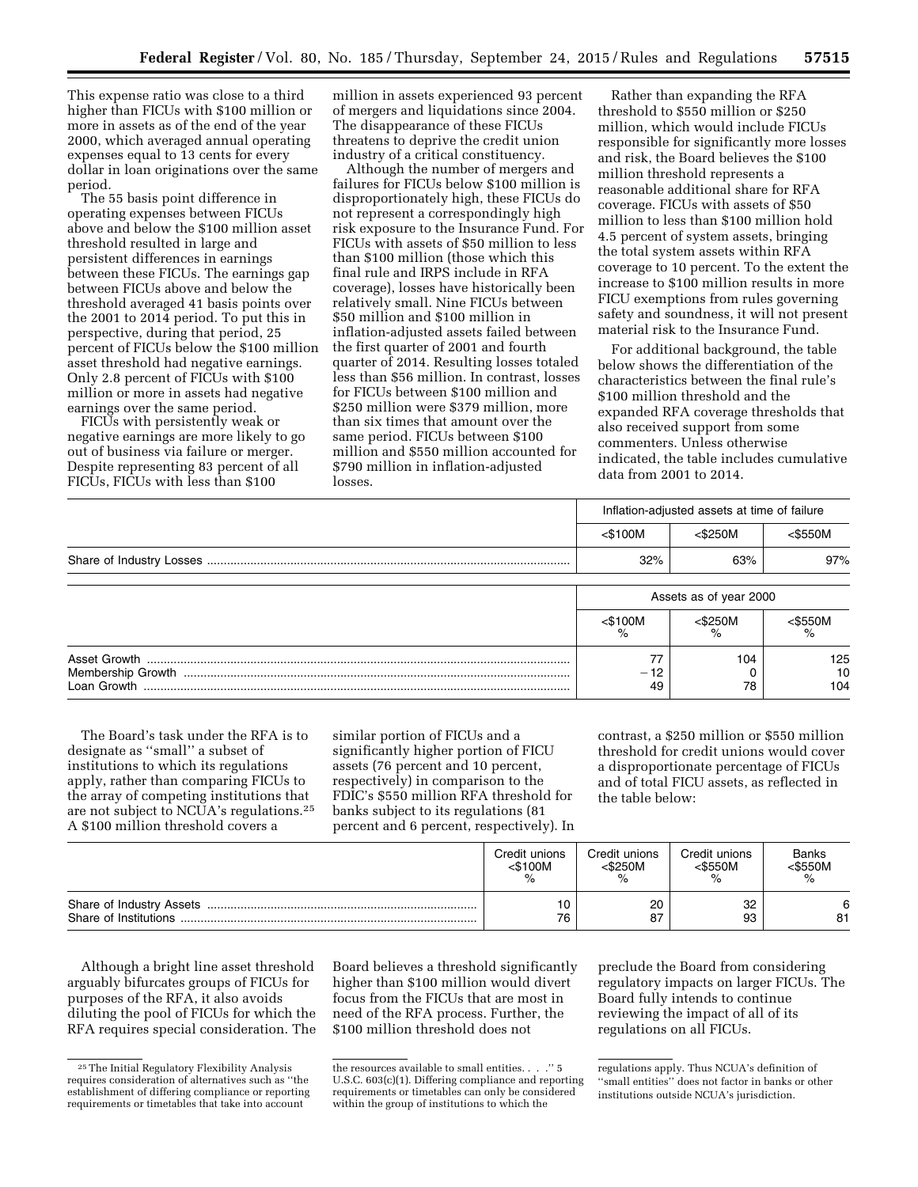This expense ratio was close to a third higher than FICUs with $100 million or more in assets as of the end of the year 2000, which averaged annual operating expenses equal to 13 cents for every dollar in loan originations over the same period.

The 55 basis point difference in operating expenses between FICUs above and below the $100 million asset threshold resulted in large and persistent differences in earnings between these FICUs. The earnings gap between FICUs above and below the threshold averaged 41 basis points over the 2001 to 2014 period. To put this in perspective, during that period, 25 percent of FICUs below the $100 million asset threshold had negative earnings. Only 2.8 percent of FICUs with $100 million or more in assets had negative earnings over the same period.

FICUs with persistently weak or negative earnings are more likely to go out of business via failure or merger. Despite representing 83 percent of all FICUs, FICUs with less than $100 million in assets experienced 93 percent of mergers and liquidations since 2004. The disappearance of these FICUs threatens to deprive the credit union industry of a critical constituency.

Although the number of mergers and failures for FICUs below $100 million is disproportionately high, these FICUs do not represent a correspondingly high risk exposure to the Insurance Fund. For FICUs with assets of $50 million to less than $100 million (those which this final rule and IRPS include in RFA coverage), losses have historically been relatively small. Nine FICUs between $50 million and $100 million in inflation-adjusted assets failed between the first quarter of 2001 and fourth quarter of 2014. Resulting losses totaled less than $56 million. In contrast, losses for FICUs between $100 million and $250 million were $379 million, more than six times that amount over the same period. FICUs between $100 million and $550 million accounted for $790 million in inflation-adjusted losses.

Rather than expanding the RFA threshold to $550 million or $250 million, which would include FICUs responsible for significantly more losses and risk, the Board believes the $100 million threshold represents a reasonable additional share for RFA coverage. FICUs with assets of $50 million to less than $100 million hold 4.5 percent of system assets, bringing the total system assets within RFA coverage to 10 percent. To the extent the increase to $100 million results in more FICU exemptions from rules governing safety and soundness, it will not present material risk to the Insurance Fund.

For additional background, the table below shows the differentiation of the characteristics between the final rule's $100 million threshold and the expanded RFA coverage thresholds that also received support from some commenters. Unless otherwise indicated, the table includes cumulative data from 2001 to 2014.

| | Inflation-adjusted assets at time of failure | | |
|---|---|---|---|
| | <$100M | <$250M | <$550M |
| Share of Industry Losses | 32% | 63% | 97% |

| | Assets as of year 2000 | | |
|---|---|---|---|
| | <$100M % | <$250M % | <$550M % |
| Asset Growth | 77 | 104 | 125 |
| Membership Growth | −12 | 0 | 10 |
| Loan Growth | 49 | 78 | 104 |

The Board's task under the RFA is to designate as "small" a subset of institutions to which its regulations apply, rather than comparing FICUs to the array of competing institutions that are not subject to NCUA's regulations.[25] A $100 million threshold covers a similar portion of FICUs and a significantly higher portion of FICU assets (76 percent and 10 percent, respectively) in comparison to the FDIC's $550 million RFA threshold for banks subject to its regulations (81 percent and 6 percent, respectively). In contrast, a $250 million or $550 million threshold for credit unions would cover a disproportionate percentage of FICUs and of total FICU assets, as reflected in the table below:

| | Credit unions <$100M % | Credit unions <$250M % | Credit unions <$550M % | Banks <$550M % |
|---|---|---|---|---|
| Share of Industry Assets | 10 | 20 | 32 | 6 |
| Share of Institutions | 76 | 87 | 93 | 81 |

Although a bright line asset threshold arguably bifurcates groups of FICUs for purposes of the RFA, it also avoids diluting the pool of FICUs for which the RFA requires special consideration. The Board believes a threshold significantly higher than $100 million would divert focus from the FICUs that are most in need of the RFA process. Further, the $100 million threshold does not preclude the Board from considering regulatory impacts on larger FICUs. The Board fully intends to continue reviewing the impact of all of its regulations on all FICUs.

---

[25] The Initial Regulatory Flexibility Analysis requires consideration of alternatives such as "the establishment of differing compliance or reporting requirements or timetables that take into account the resources available to small entities. . . ." 5 U.S.C. 603(c)(1). Differing compliance and reporting requirements or timetables can only be considered within the group of institutions to which the regulations apply. Thus NCUA's definition of "small entities" does not factor in banks or other institutions outside NCUA's jurisdiction.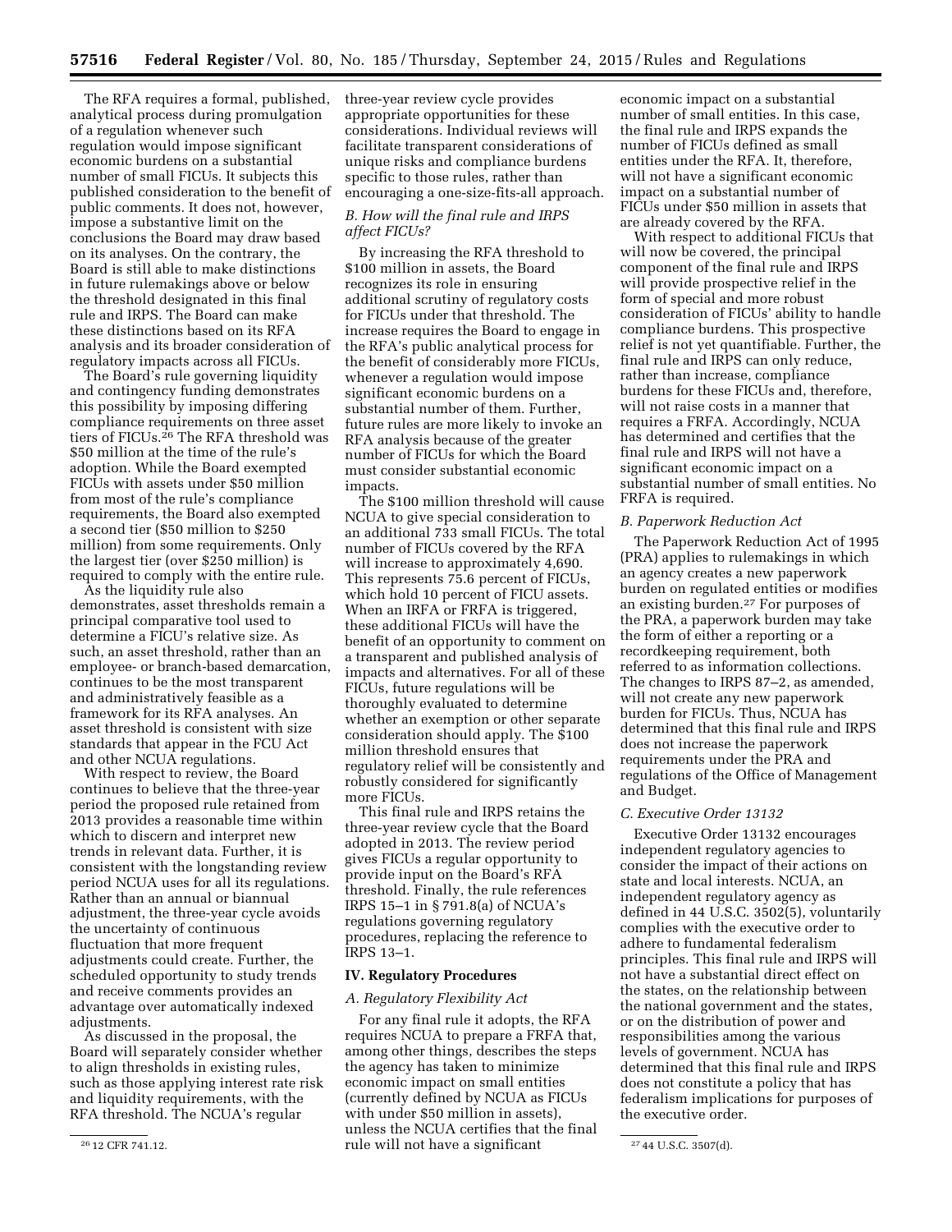The RFA requires a formal, published, analytical process during promulgation of a regulation whenever such regulation would impose significant economic burdens on a substantial number of small FICUs. It subjects this published consideration to the benefit of public comments. It does not, however, impose a substantive limit on the conclusions the Board may draw based on its analyses. On the contrary, the Board is still able to make distinctions in future rulemakings above or below the threshold designated in this final rule and IRPS. The Board can make these distinctions based on its RFA analysis and its broader consideration of regulatory impacts across all FICUs.

The Board's rule governing liquidity and contingency funding demonstrates this possibility by imposing differing compliance requirements on three asset tiers of FICUs.[26] The RFA threshold was $50 million at the time of the rule's adoption. While the Board exempted FICUs with assets under $50 million from most of the rule's compliance requirements, the Board also exempted a second tier ($50 million to $250 million) from some requirements. Only the largest tier (over $250 million) is required to comply with the entire rule.

As the liquidity rule also demonstrates, asset thresholds remain a principal comparative tool used to determine a FICU's relative size. As such, an asset threshold, rather than an employee- or branch-based demarcation, continues to be the most transparent and administratively feasible as a framework for its RFA analyses. An asset threshold is consistent with size standards that appear in the FCU Act and other NCUA regulations.

With respect to review, the Board continues to believe that the three-year period the proposed rule retained from 2013 provides a reasonable time within which to discern and interpret new trends in relevant data. Further, it is consistent with the longstanding review period NCUA uses for all its regulations. Rather than an annual or biannual adjustment, the three-year cycle avoids the uncertainty of continuous fluctuation that more frequent adjustments could create. Further, the scheduled opportunity to study trends and receive comments provides an advantage over automatically indexed adjustments.

As discussed in the proposal, the Board will separately consider whether to align thresholds in existing rules, such as those applying interest rate risk and liquidity requirements, with the RFA threshold. The NCUA's regular three-year review cycle provides appropriate opportunities for these considerations. Individual reviews will facilitate transparent considerations of unique risks and compliance burdens specific to those rules, rather than encouraging a one-size-fits-all approach.

### *B. How will the final rule and IRPS affect FICUs?*

By increasing the RFA threshold to $100 million in assets, the Board recognizes its role in ensuring additional scrutiny of regulatory costs for FICUs under that threshold. The increase requires the Board to engage in the RFA's public analytical process for the benefit of considerably more FICUs, whenever a regulation would impose significant economic burdens on a substantial number of them. Further, future rules are more likely to invoke an RFA analysis because of the greater number of FICUs for which the Board must consider substantial economic impacts.

The $100 million threshold will cause NCUA to give special consideration to an additional 733 small FICUs. The total number of FICUs covered by the RFA will increase to approximately 4,690. This represents 75.6 percent of FICUs, which hold 10 percent of FICU assets. When an IRFA or FRFA is triggered, these additional FICUs will have the benefit of an opportunity to comment on a transparent and published analysis of impacts and alternatives. For all of these FICUs, future regulations will be thoroughly evaluated to determine whether an exemption or other separate consideration should apply. The $100 million threshold ensures that regulatory relief will be consistently and robustly considered for significantly more FICUs.

This final rule and IRPS retains the three-year review cycle that the Board adopted in 2013. The review period gives FICUs a regular opportunity to provide input on the Board's RFA threshold. Finally, the rule references IRPS 15–1 in § 791.8(a) of NCUA's regulations governing regulatory procedures, replacing the reference to IRPS 13–1.

## IV. Regulatory Procedures

### *A. Regulatory Flexibility Act*

For any final rule it adopts, the RFA requires NCUA to prepare a FRFA that, among other things, describes the steps the agency has taken to minimize economic impact on small entities (currently defined by NCUA as FICUs with under $50 million in assets), unless the NCUA certifies that the final rule will not have a significant economic impact on a substantial number of small entities. In this case, the final rule and IRPS expands the number of FICUs defined as small entities under the RFA. It, therefore, will not have a significant economic impact on a substantial number of FICUs under $50 million in assets that are already covered by the RFA.

With respect to additional FICUs that will now be covered, the principal component of the final rule and IRPS will provide prospective relief in the form of special and more robust consideration of FICUs' ability to handle compliance burdens. This prospective relief is not yet quantifiable. Further, the final rule and IRPS can only reduce, rather than increase, compliance burdens for these FICUs and, therefore, will not raise costs in a manner that requires a FRFA. Accordingly, NCUA has determined and certifies that the final rule and IRPS will not have a significant economic impact on a substantial number of small entities. No FRFA is required.

### *B. Paperwork Reduction Act*

The Paperwork Reduction Act of 1995 (PRA) applies to rulemakings in which an agency creates a new paperwork burden on regulated entities or modifies an existing burden.[27] For purposes of the PRA, a paperwork burden may take the form of either a reporting or a recordkeeping requirement, both referred to as information collections. The changes to IRPS 87–2, as amended, will not create any new paperwork burden for FICUs. Thus, NCUA has determined that this final rule and IRPS does not increase the paperwork requirements under the PRA and regulations of the Office of Management and Budget.

### *C. Executive Order 13132*

Executive Order 13132 encourages independent regulatory agencies to consider the impact of their actions on state and local interests. NCUA, an independent regulatory agency as defined in 44 U.S.C. 3502(5), voluntarily complies with the executive order to adhere to fundamental federalism principles. This final rule and IRPS will not have a substantial direct effect on the states, on the relationship between the national government and the states, or on the distribution of power and responsibilities among the various levels of government. NCUA has determined that this final rule and IRPS does not constitute a policy that has federalism implications for purposes of the executive order.

---

[26] 12 CFR 741.12.

[27] 44 U.S.C. 3507(d).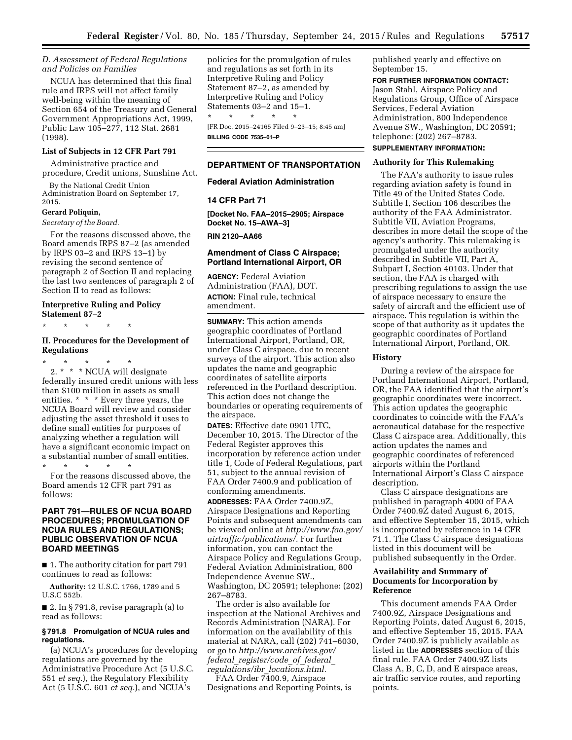*D. Assessment of Federal Regulations and Policies on Families*

NCUA has determined that this final rule and IRPS will not affect family well-being within the meaning of Section 654 of the Treasury and General Government Appropriations Act, 1999, Public Law 105–277, 112 Stat. 2681 (1998).

### List of Subjects in 12 CFR Part 791

Administrative practice and procedure, Credit unions, Sunshine Act.

By the National Credit Union Administration Board on September 17, 2015.

**Gerard Poliquin,**

*Secretary of the Board.*

For the reasons discussed above, the Board amends IRPS 87–2 (as amended by IRPS 03–2 and IRPS 13–1) by revising the second sentence of paragraph 2 of Section II and replacing the last two sentences of paragraph 2 of Section II to read as follows:

### Interpretive Ruling and Policy Statement 87–2

\* \* \* \* \*

### II. Procedures for the Development of Regulations

\* \* \* \* \*

2. \* \* \* NCUA will designate federally insured credit unions with less than $100 million in assets as small entities. \* \* \* Every three years, the NCUA Board will review and consider adjusting the asset threshold it uses to define small entities for purposes of analyzing whether a regulation will have a significant economic impact on a substantial number of small entities.

\* \* \* \* \*

For the reasons discussed above, the Board amends 12 CFR part 791 as follows:

### PART 791—RULES OF NCUA BOARD PROCEDURES; PROMULGATION OF NCUA RULES AND REGULATIONS; PUBLIC OBSERVATION OF NCUA BOARD MEETINGS

■ 1. The authority citation for part 791 continues to read as follows:

**Authority:** 12 U.S.C. 1766, 1789 and 5 U.S.C 552b.

■ 2. In § 791.8, revise paragraph (a) to read as follows:

#### § 791.8 Promulgation of NCUA rules and regulations.

(a) NCUA's procedures for developing regulations are governed by the Administrative Procedure Act (5 U.S.C. 551 *et seq.*), the Regulatory Flexibility Act (5 U.S.C. 601 *et seq.*), and NCUA's policies for the promulgation of rules and regulations as set forth in its Interpretive Ruling and Policy Statement 87–2, as amended by Interpretive Ruling and Policy Statements 03–2 and 15–1.

\* \* \* \* \*

[FR Doc. 2015–24165 Filed 9–23–15; 8:45 am]

**BILLING CODE 7535–01–P**

---

## DEPARTMENT OF TRANSPORTATION

### Federal Aviation Administration

### 14 CFR Part 71

**[Docket No. FAA–2015–2905; Airspace Docket No. 15–AWA–3]**

**RIN 2120–AA66**

### Amendment of Class C Airspace; Portland International Airport, OR

**AGENCY:** Federal Aviation Administration (FAA), DOT.

**ACTION:** Final rule, technical amendment.

**SUMMARY:** This action amends geographic coordinates of Portland International Airport, Portland, OR, under Class C airspace, due to recent surveys of the airport. This action also updates the name and geographic coordinates of satellite airports referenced in the Portland description. This action does not change the boundaries or operating requirements of the airspace.

**DATES:** Effective date 0901 UTC, December 10, 2015. The Director of the Federal Register approves this incorporation by reference action under title 1, Code of Federal Regulations, part 51, subject to the annual revision of FAA Order 7400.9 and publication of conforming amendments.

**ADDRESSES:** FAA Order 7400.9Z, Airspace Designations and Reporting Points and subsequent amendments can be viewed online at *http://www.faa.gov/airtraffic/publications/*. For further information, you can contact the Airspace Policy and Regulations Group, Federal Aviation Administration, 800 Independence Avenue SW., Washington, DC 20591; telephone: (202) 267–8783.

The order is also available for inspection at the National Archives and Records Administration (NARA). For information on the availability of this material at NARA, call (202) 741–6030, or go to *http://www.archives.gov/federal_register/code_of_federal_regulations/ibr_locations.html*.

FAA Order 7400.9, Airspace Designations and Reporting Points, is published yearly and effective on September 15.

**FOR FURTHER INFORMATION CONTACT:** Jason Stahl, Airspace Policy and Regulations Group, Office of Airspace Services, Federal Aviation Administration, 800 Independence Avenue SW., Washington, DC 20591; telephone: (202) 267–8783.

**SUPPLEMENTARY INFORMATION:**

### Authority for This Rulemaking

The FAA's authority to issue rules regarding aviation safety is found in Title 49 of the United States Code. Subtitle I, Section 106 describes the authority of the FAA Administrator. Subtitle VII, Aviation Programs, describes in more detail the scope of the agency's authority. This rulemaking is promulgated under the authority described in Subtitle VII, Part A, Subpart I, Section 40103. Under that section, the FAA is charged with prescribing regulations to assign the use of airspace necessary to ensure the safety of aircraft and the efficient use of airspace. This regulation is within the scope of that authority as it updates the geographic coordinates of Portland International Airport, Portland, OR.

### History

During a review of the airspace for Portland International Airport, Portland, OR, the FAA identified that the airport's geographic coordinates were incorrect. This action updates the geographic coordinates to coincide with the FAA's aeronautical database for the respective Class C airspace area. Additionally, this action updates the names and geographic coordinates of referenced airports within the Portland International Airport's Class C airspace description.

Class C airspace designations are published in paragraph 4000 of FAA Order 7400.9Z dated August 6, 2015, and effective September 15, 2015, which is incorporated by reference in 14 CFR 71.1. The Class C airspace designations listed in this document will be published subsequently in the Order.

### Availability and Summary of Documents for Incorporation by Reference

This document amends FAA Order 7400.9Z, Airspace Designations and Reporting Points, dated August 6, 2015, and effective September 15, 2015. FAA Order 7400.9Z is publicly available as listed in the **ADDRESSES** section of this final rule. FAA Order 7400.9Z lists Class A, B, C, D, and E airspace areas, air traffic service routes, and reporting points.